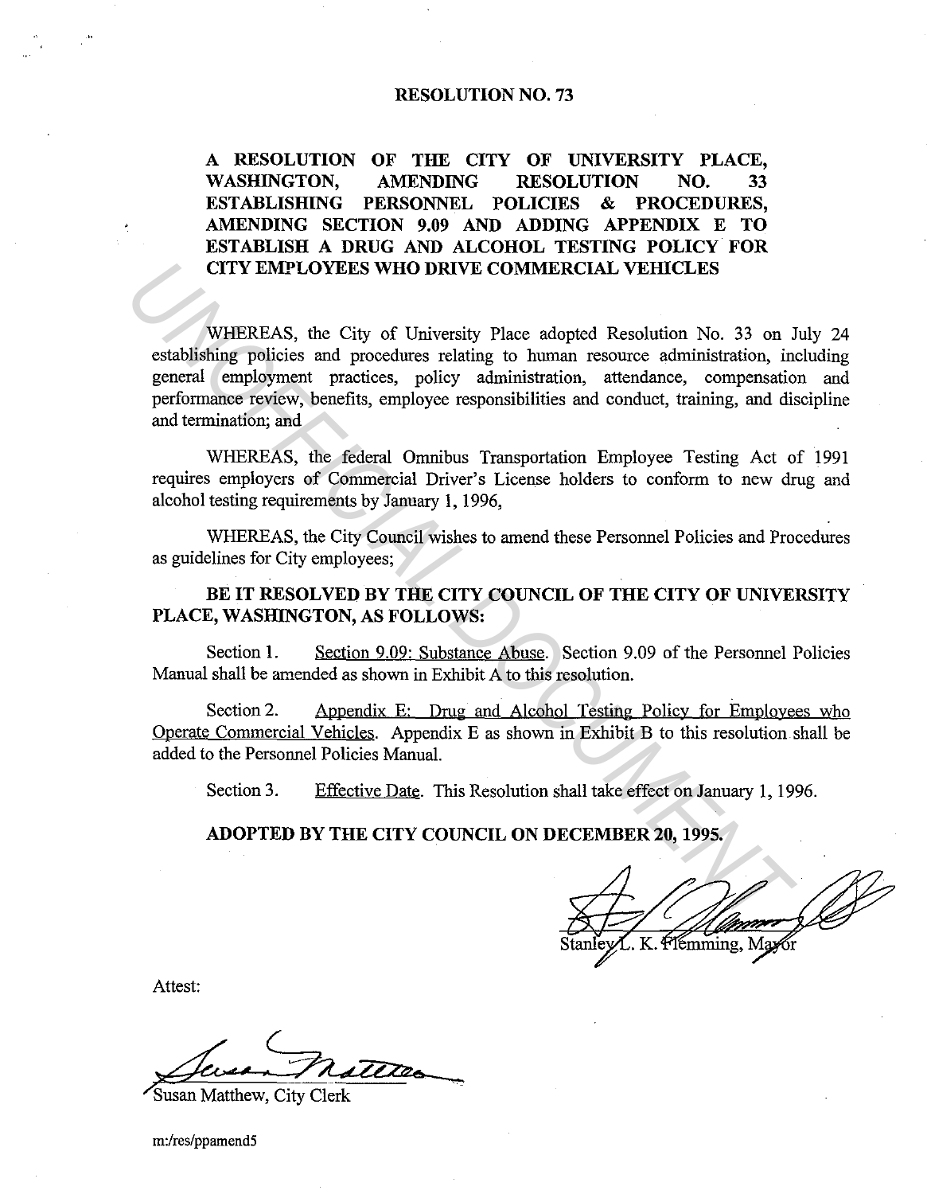# RESOLUTION NO. 73

## A RESOLUTION OF THE CITY OF UNIVERSITY PLACE, WASHINGTON, AMENDING RESOLUTION NO. 33 ESTABLISHING PERSONNEL POLICIES & PROCEDURES, AMENDING SECTION 9.09 AND ADDING APPENDIX E TO ESTABLISH A DRUG AND ALCOHOL TESTING POLICY FOR CITY EMPLOYEES WHO DRIVE COMMERCIAL VEHICLES

WHEREAS, the City of University Place adopted Resolution No. 33 on July 24 establishing policies and procedures relating to human resource administration, including general employment practices, policy administration, attendance, compensation and performance review, benefits, employee responsibilities and conduct, training, and discipline and termination; and

WHEREAS, the federal Omnibus Transportation Employee Testing Act of 1991 requires employers of Commercial Driver's License holders to conform to new drug and alcohol testing requirements by January 1, 1996,

WHEREAS, the City Council wishes to amend these Personnel Policies and Procedures as guidelines for City employees;

**BE IT RESOLVED BY THE CITY COUNCIL OF THE CITY OF UNIVERSITY PLACE, WASHINGTON, AS FOLLOWS:**

Section 1. Section 9.09: Substance Abuse. Section 9.09 of the Personnel Policies Manual shall be amended as shown in Exhibit A to this resolution.

Section 2. Appendix E: Drug and Alcohol Testing Policy for Employees who Operate Commercial Vehicles. Appendix E as shown in Exhibit B to this resolution shall be added to the Personnel Policies Manual.

Section 3. Effective Date. This Resolution shall take effect on January 1, 1996.

**ADOPTED BY THE CITY COUNCIL ON DECEMBER 20, 1995.**

Stanley L. K. Flemming, Mayor

Attest:

Susan Matthew, City Clerk

m:/res/ppamend5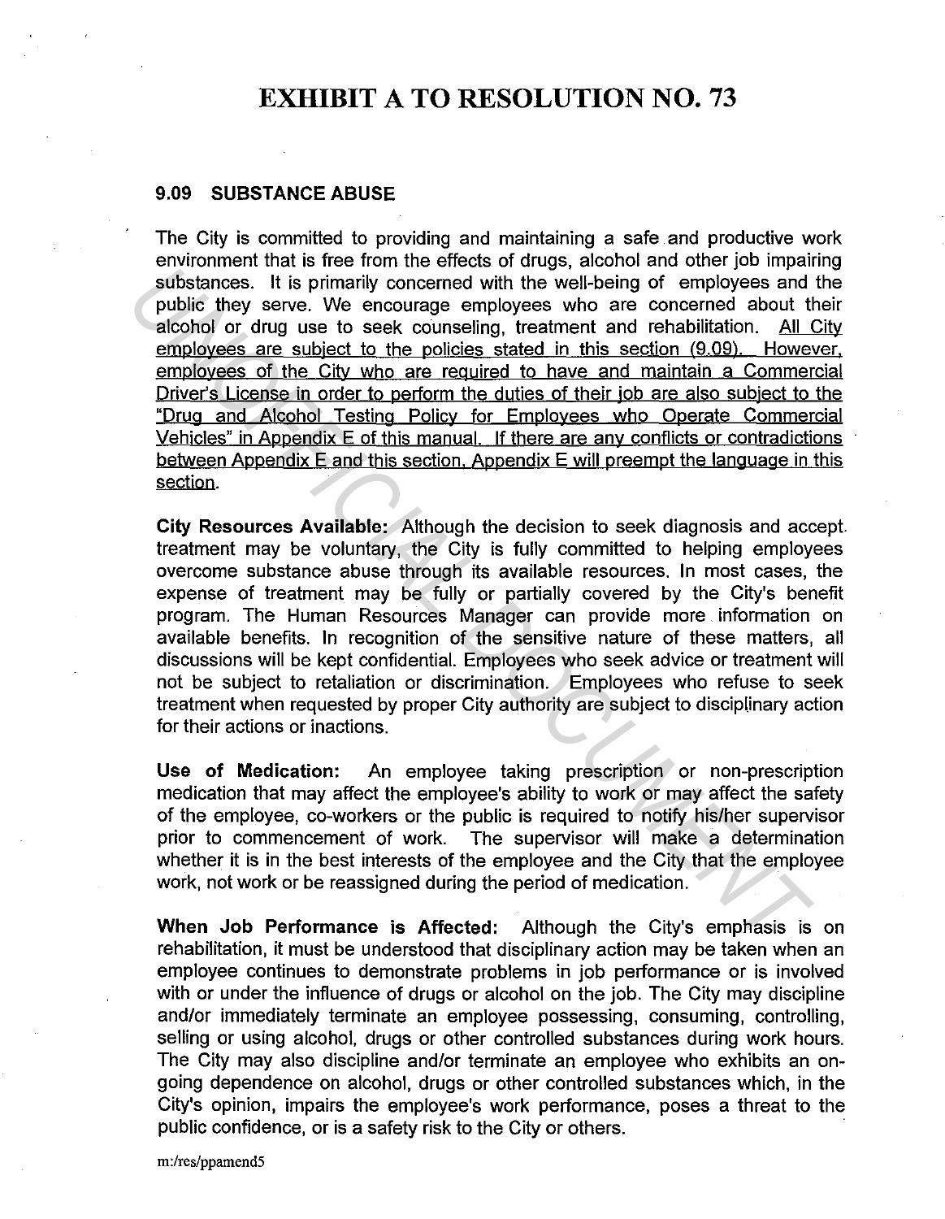# EXHIBIT A TO RESOLUTION NO. 73

### 9.09 SUBSTANCE ABUSE

The City is committed to providing and maintaining a safe and productive work environment that is free from the effects of drugs, alcohol and other job impairing substances. It is primarily concerned with the well-being of employees and the public they serve. We encourage employees who are concerned about their alcohol or drug use to seek counseling, treatment and rehabilitation. <u>All City employees are subject to the policies stated in this section (9.09). However, employees of the City who are required to have and maintain a Commercial Driver's License in order to perform the duties of their job are also subject to the "Drug and Alcohol Testing Policy for Employees who Operate Commercial Vehicles" in Appendix E of this manual. If there are any conflicts or contradictions between Appendix E and this section, Appendix E will preempt the language in this section</u>.

**City Resources Available:** Although the decision to seek diagnosis and accept treatment may be voluntary, the City is fully committed to helping employees overcome substance abuse through its available resources. In most cases, the expense of treatment may be fully or partially covered by the City's benefit program. The Human Resources Manager can provide more information on available benefits. In recognition of the sensitive nature of these matters, all discussions will be kept confidential. Employees who seek advice or treatment will not be subject to retaliation or discrimination. Employees who refuse to seek treatment when requested by proper City authority are subject to disciplinary action for their actions or inactions.

**Use of Medication:** An employee taking prescription or non-prescription medication that may affect the employee's ability to work or may affect the safety of the employee, co-workers or the public is required to notify his/her supervisor prior to commencement of work. The supervisor will make a determination whether it is in the best interests of the employee and the City that the employee work, not work or be reassigned during the period of medication.

**When Job Performance is Affected:** Although the City's emphasis is on rehabilitation, it must be understood that disciplinary action may be taken when an employee continues to demonstrate problems in job performance or is involved with or under the influence of drugs or alcohol on the job. The City may discipline and/or immediately terminate an employee possessing, consuming, controlling, selling or using alcohol, drugs or other controlled substances during work hours. The City may also discipline and/or terminate an employee who exhibits an on-going dependence on alcohol, drugs or other controlled substances which, in the City's opinion, impairs the employee's work performance, poses a threat to the public confidence, or is a safety risk to the City or others.

m:/res/ppamend5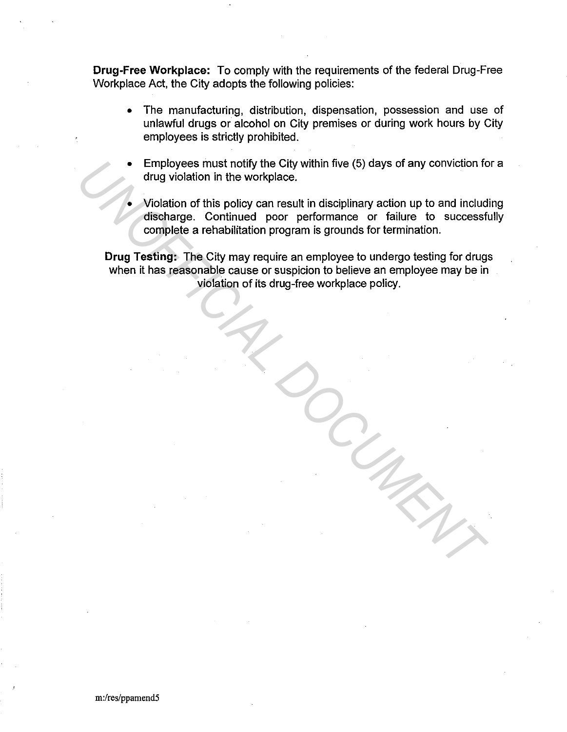**Drug-Free Workplace:** To comply with the requirements of the federal Drug-Free Workplace Act, the City adopts the following policies:

- The manufacturing, distribution, dispensation, possession and use of unlawful drugs or alcohol on City premises or during work hours by City employees is strictly prohibited.
- Employees must notify the City within five (5) days of any conviction for a drug violation in the workplace.
- Violation of this policy can result in disciplinary action up to and including discharge. Continued poor performance or failure to successfully complete a rehabilitation program is grounds for termination.

**Drug Testing:** The City may require an employee to undergo testing for drugs when it has reasonable cause or suspicion to believe an employee may be in violation of its drug-free workplace policy.

m:/res/ppamend5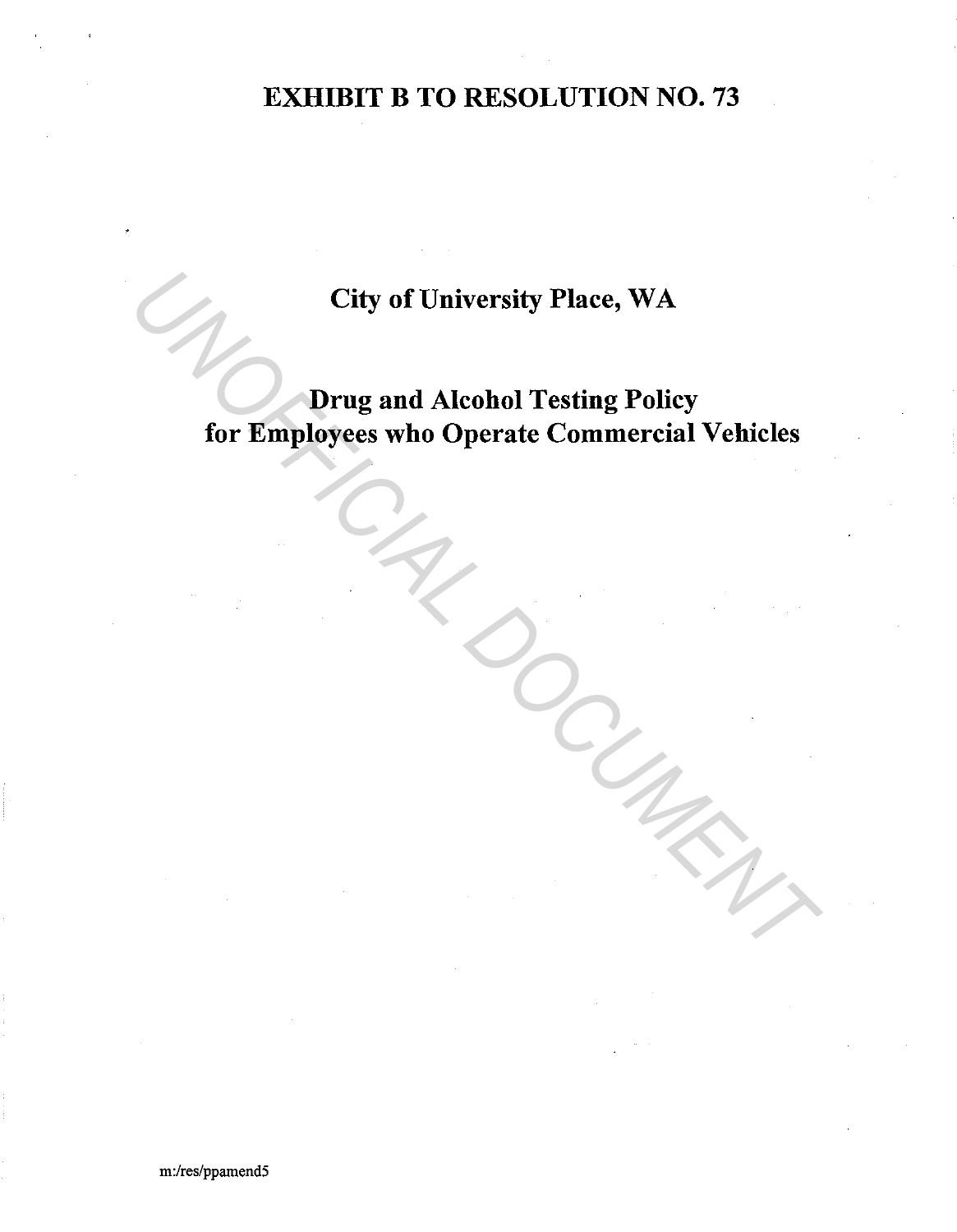# EXHIBIT B TO RESOLUTION NO. 73

## City of University Place, WA

## Drug and Alcohol Testing Policy for Employees who Operate Commercial Vehicles

m:/res/ppamend5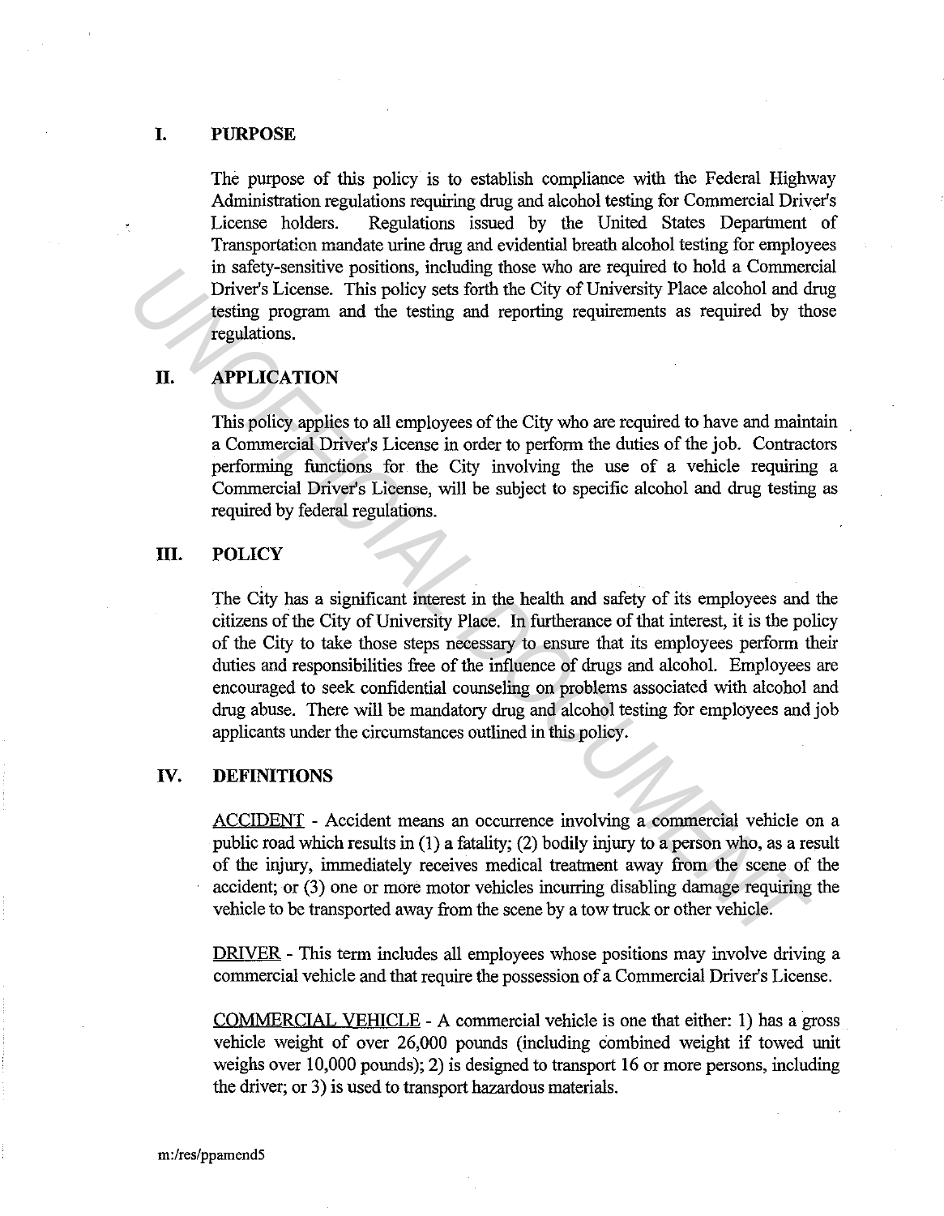## I. PURPOSE

The purpose of this policy is to establish compliance with the Federal Highway Administration regulations requiring drug and alcohol testing for Commercial Driver's License holders. Regulations issued by the United States Department of Transportation mandate urine drug and evidential breath alcohol testing for employees in safety-sensitive positions, including those who are required to hold a Commercial Driver's License. This policy sets forth the City of University Place alcohol and drug testing program and the testing and reporting requirements as required by those regulations.

## II. APPLICATION

This policy applies to all employees of the City who are required to have and maintain a Commercial Driver's License in order to perform the duties of the job. Contractors performing functions for the City involving the use of a vehicle requiring a Commercial Driver's License, will be subject to specific alcohol and drug testing as required by federal regulations.

## III. POLICY

The City has a significant interest in the health and safety of its employees and the citizens of the City of University Place. In furtherance of that interest, it is the policy of the City to take those steps necessary to ensure that its employees perform their duties and responsibilities free of the influence of drugs and alcohol. Employees are encouraged to seek confidential counseling on problems associated with alcohol and drug abuse. There will be mandatory drug and alcohol testing for employees and job applicants under the circumstances outlined in this policy.

## IV. DEFINITIONS

ACCIDENT - Accident means an occurrence involving a commercial vehicle on a public road which results in (1) a fatality; (2) bodily injury to a person who, as a result of the injury, immediately receives medical treatment away from the scene of the accident; or (3) one or more motor vehicles incurring disabling damage requiring the vehicle to be transported away from the scene by a tow truck or other vehicle.

DRIVER - This term includes all employees whose positions may involve driving a commercial vehicle and that require the possession of a Commercial Driver's License.

COMMERCIAL VEHICLE - A commercial vehicle is one that either: 1) has a gross vehicle weight of over 26,000 pounds (including combined weight if towed unit weighs over 10,000 pounds); 2) is designed to transport 16 or more persons, including the driver; or 3) is used to transport hazardous materials.

m:/res/ppamend5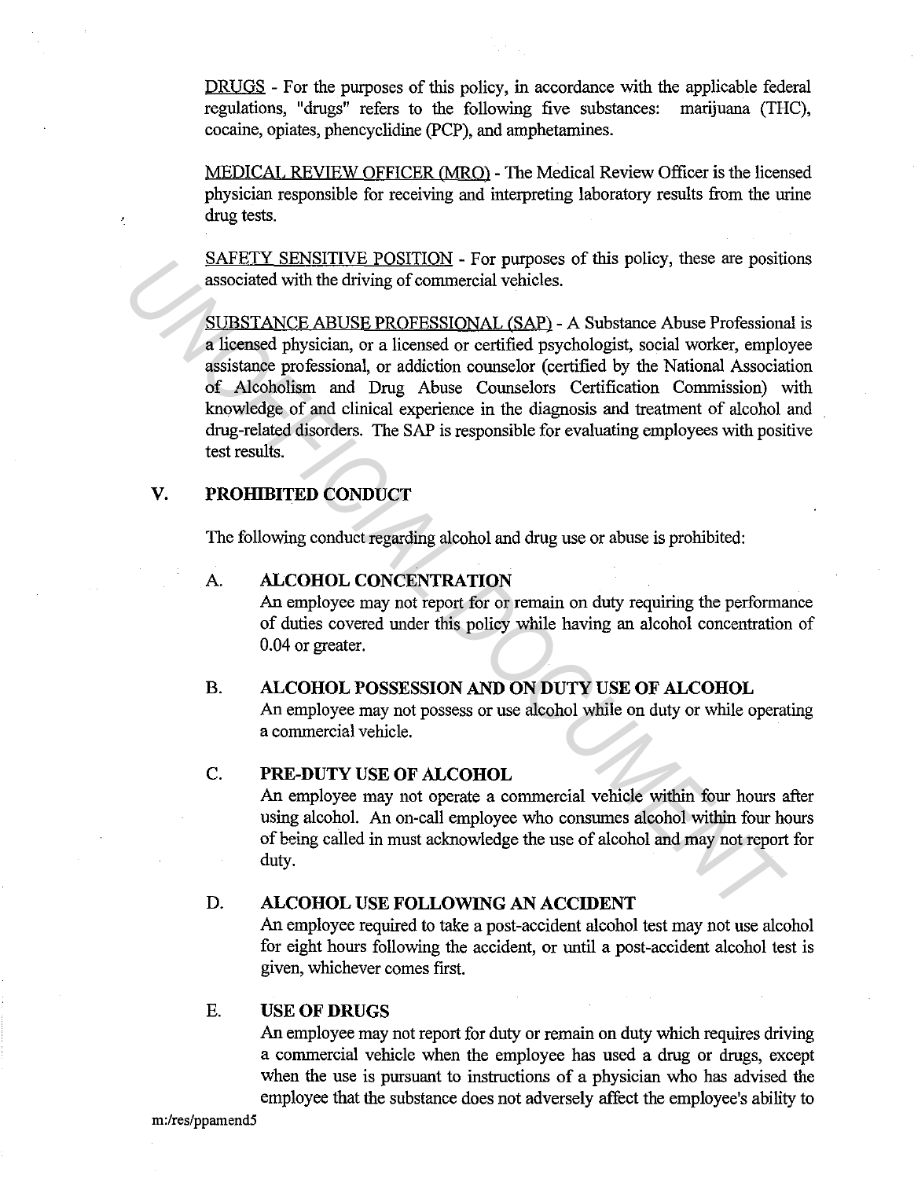<u>DRUGS</u> - For the purposes of this policy, in accordance with the applicable federal regulations, "drugs" refers to the following five substances: marijuana (THC), cocaine, opiates, phencyclidine (PCP), and amphetamines.

<u>MEDICAL REVIEW OFFICER (MRO)</u> - The Medical Review Officer is the licensed physician responsible for receiving and interpreting laboratory results from the urine drug tests.

<u>SAFETY SENSITIVE POSITION</u> - For purposes of this policy, these are positions associated with the driving of commercial vehicles.

<u>SUBSTANCE ABUSE PROFESSIONAL (SAP)</u> - A Substance Abuse Professional is a licensed physician, or a licensed or certified psychologist, social worker, employee assistance professional, or addiction counselor (certified by the National Association of Alcoholism and Drug Abuse Counselors Certification Commission) with knowledge of and clinical experience in the diagnosis and treatment of alcohol and drug-related disorders. The SAP is responsible for evaluating employees with positive test results.

## V. PROHIBITED CONDUCT

The following conduct regarding alcohol and drug use or abuse is prohibited:

### A. ALCOHOL CONCENTRATION

An employee may not report for or remain on duty requiring the performance of duties covered under this policy while having an alcohol concentration of 0.04 or greater.

### B. ALCOHOL POSSESSION AND ON DUTY USE OF ALCOHOL

An employee may not possess or use alcohol while on duty or while operating a commercial vehicle.

### C. PRE-DUTY USE OF ALCOHOL

An employee may not operate a commercial vehicle within four hours after using alcohol. An on-call employee who consumes alcohol within four hours of being called in must acknowledge the use of alcohol and may not report for duty.

### D. ALCOHOL USE FOLLOWING AN ACCIDENT

An employee required to take a post-accident alcohol test may not use alcohol for eight hours following the accident, or until a post-accident alcohol test is given, whichever comes first.

### E. USE OF DRUGS

An employee may not report for duty or remain on duty which requires driving a commercial vehicle when the employee has used a drug or drugs, except when the use is pursuant to instructions of a physician who has advised the employee that the substance does not adversely affect the employee's ability to

m:/res/ppamend5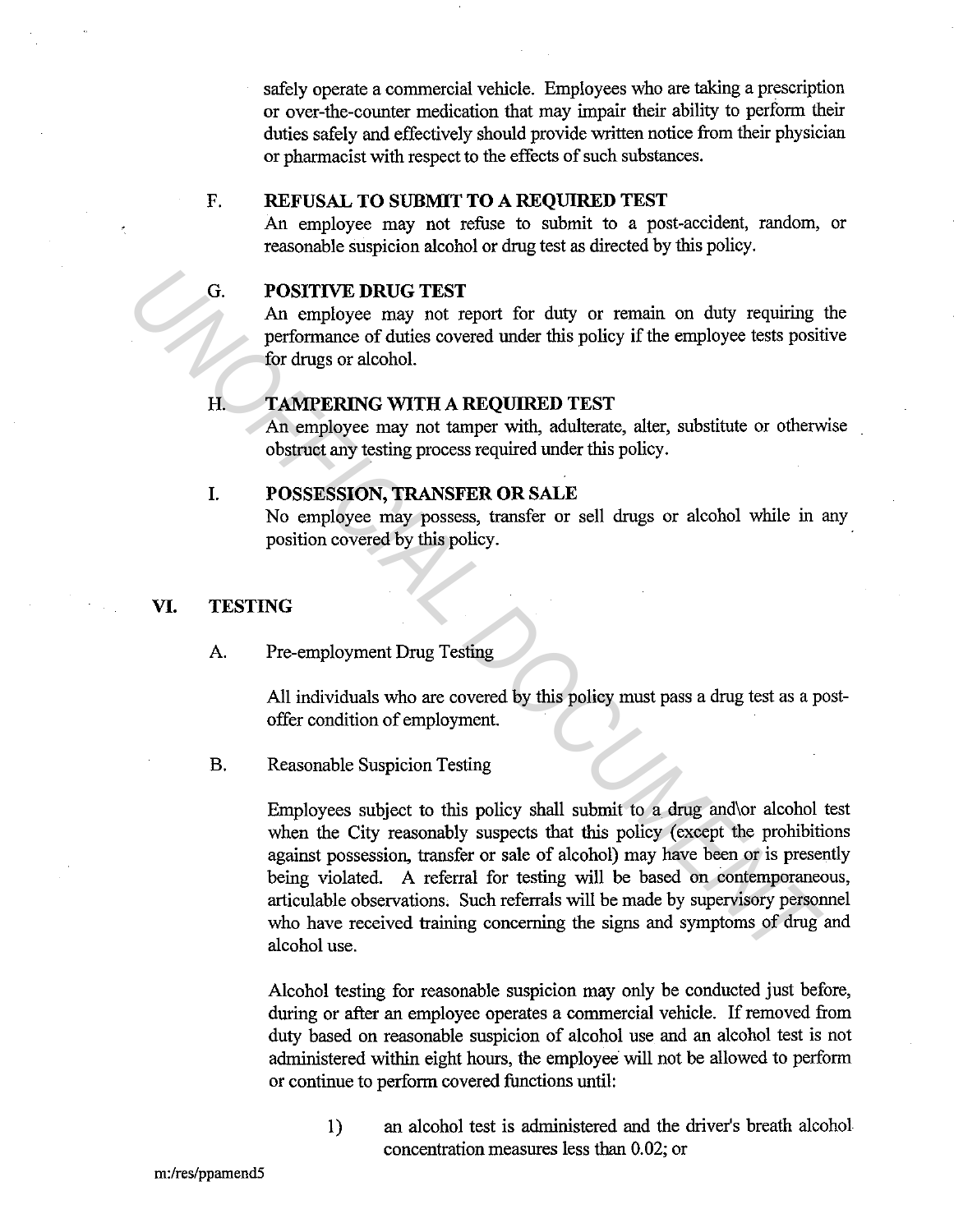safely operate a commercial vehicle. Employees who are taking a prescription or over-the-counter medication that may impair their ability to perform their duties safely and effectively should provide written notice from their physician or pharmacist with respect to the effects of such substances.

F. **REFUSAL TO SUBMIT TO A REQUIRED TEST**
An employee may not refuse to submit to a post-accident, random, or reasonable suspicion alcohol or drug test as directed by this policy.

G. **POSITIVE DRUG TEST**
An employee may not report for duty or remain on duty requiring the performance of duties covered under this policy if the employee tests positive for drugs or alcohol.

H. **TAMPERING WITH A REQUIRED TEST**
An employee may not tamper with, adulterate, alter, substitute or otherwise obstruct any testing process required under this policy.

I. **POSSESSION, TRANSFER OR SALE**
No employee may possess, transfer or sell drugs or alcohol while in any position covered by this policy.

## VI. TESTING

A. Pre-employment Drug Testing

All individuals who are covered by this policy must pass a drug test as a post-offer condition of employment.

B. Reasonable Suspicion Testing

Employees subject to this policy shall submit to a drug and\or alcohol test when the City reasonably suspects that this policy (except the prohibitions against possession, transfer or sale of alcohol) may have been or is presently being violated. A referral for testing will be based on contemporaneous, articulable observations. Such referrals will be made by supervisory personnel who have received training concerning the signs and symptoms of drug and alcohol use.

Alcohol testing for reasonable suspicion may only be conducted just before, during or after an employee operates a commercial vehicle. If removed from duty based on reasonable suspicion of alcohol use and an alcohol test is not administered within eight hours, the employee will not be allowed to perform or continue to perform covered functions until:

1) an alcohol test is administered and the driver's breath alcohol concentration measures less than 0.02; or

m:/res/ppamend5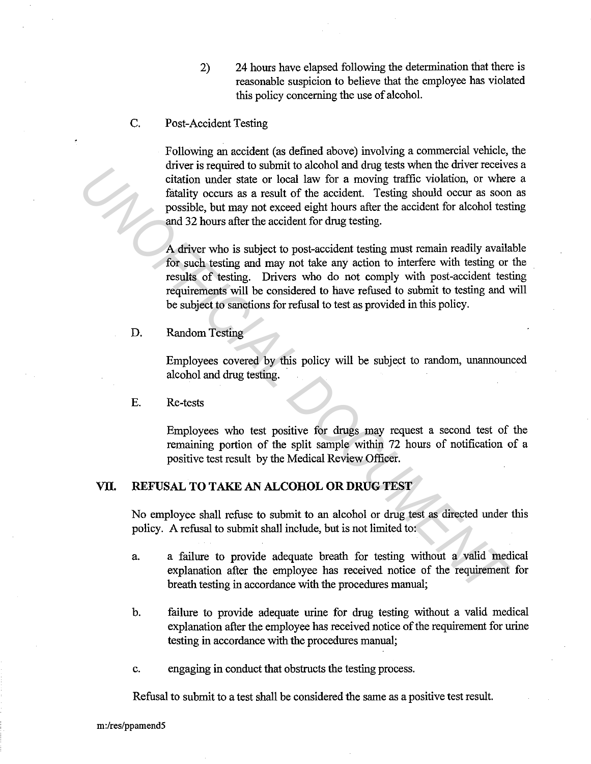2) 24 hours have elapsed following the determination that there is reasonable suspicion to believe that the employee has violated this policy concerning the use of alcohol.

C. Post-Accident Testing

Following an accident (as defined above) involving a commercial vehicle, the driver is required to submit to alcohol and drug tests when the driver receives a citation under state or local law for a moving traffic violation, or where a fatality occurs as a result of the accident. Testing should occur as soon as possible, but may not exceed eight hours after the accident for alcohol testing and 32 hours after the accident for drug testing.

A driver who is subject to post-accident testing must remain readily available for such testing and may not take any action to interfere with testing or the results of testing. Drivers who do not comply with post-accident testing requirements will be considered to have refused to submit to testing and will be subject to sanctions for refusal to test as provided in this policy.

D. Random Testing

Employees covered by this policy will be subject to random, unannounced alcohol and drug testing.

E. Re-tests

Employees who test positive for drugs may request a second test of the remaining portion of the split sample within 72 hours of notification of a positive test result by the Medical Review Officer.

## VII. REFUSAL TO TAKE AN ALCOHOL OR DRUG TEST

No employee shall refuse to submit to an alcohol or drug test as directed under this policy. A refusal to submit shall include, but is not limited to:

a. a failure to provide adequate breath for testing without a valid medical explanation after the employee has received notice of the requirement for breath testing in accordance with the procedures manual;

b. failure to provide adequate urine for drug testing without a valid medical explanation after the employee has received notice of the requirement for urine testing in accordance with the procedures manual;

c. engaging in conduct that obstructs the testing process.

Refusal to submit to a test shall be considered the same as a positive test result.

m:/res/ppamend5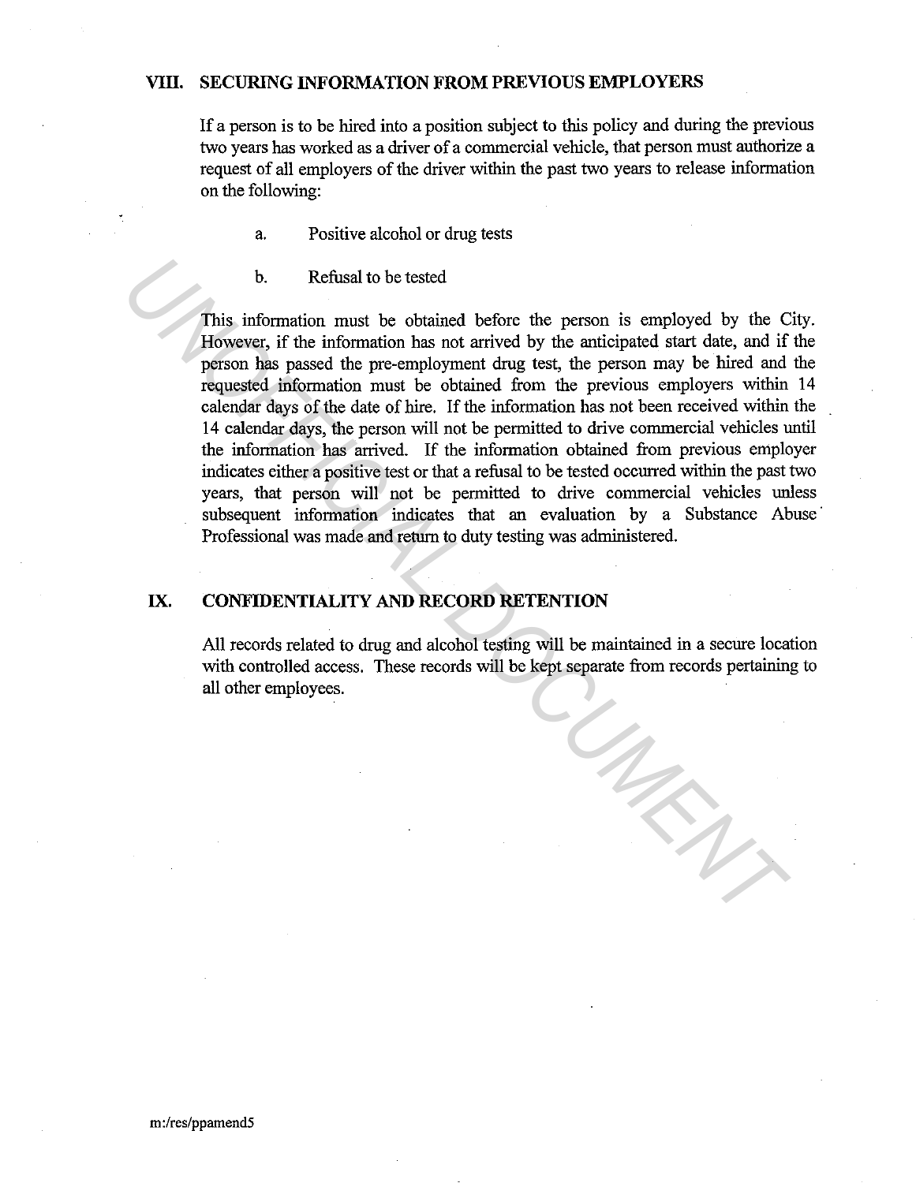## VIII. SECURING INFORMATION FROM PREVIOUS EMPLOYERS

If a person is to be hired into a position subject to this policy and during the previous two years has worked as a driver of a commercial vehicle, that person must authorize a request of all employers of the driver within the past two years to release information on the following:

a. Positive alcohol or drug tests

b. Refusal to be tested

This information must be obtained before the person is employed by the City. However, if the information has not arrived by the anticipated start date, and if the person has passed the pre-employment drug test, the person may be hired and the requested information must be obtained from the previous employers within 14 calendar days of the date of hire. If the information has not been received within the 14 calendar days, the person will not be permitted to drive commercial vehicles until the information has arrived. If the information obtained from previous employer indicates either a positive test or that a refusal to be tested occurred within the past two years, that person will not be permitted to drive commercial vehicles unless subsequent information indicates that an evaluation by a Substance Abuse Professional was made and return to duty testing was administered.

## IX. CONFIDENTIALITY AND RECORD RETENTION

All records related to drug and alcohol testing will be maintained in a secure location with controlled access. These records will be kept separate from records pertaining to all other employees.

m:/res/ppamend5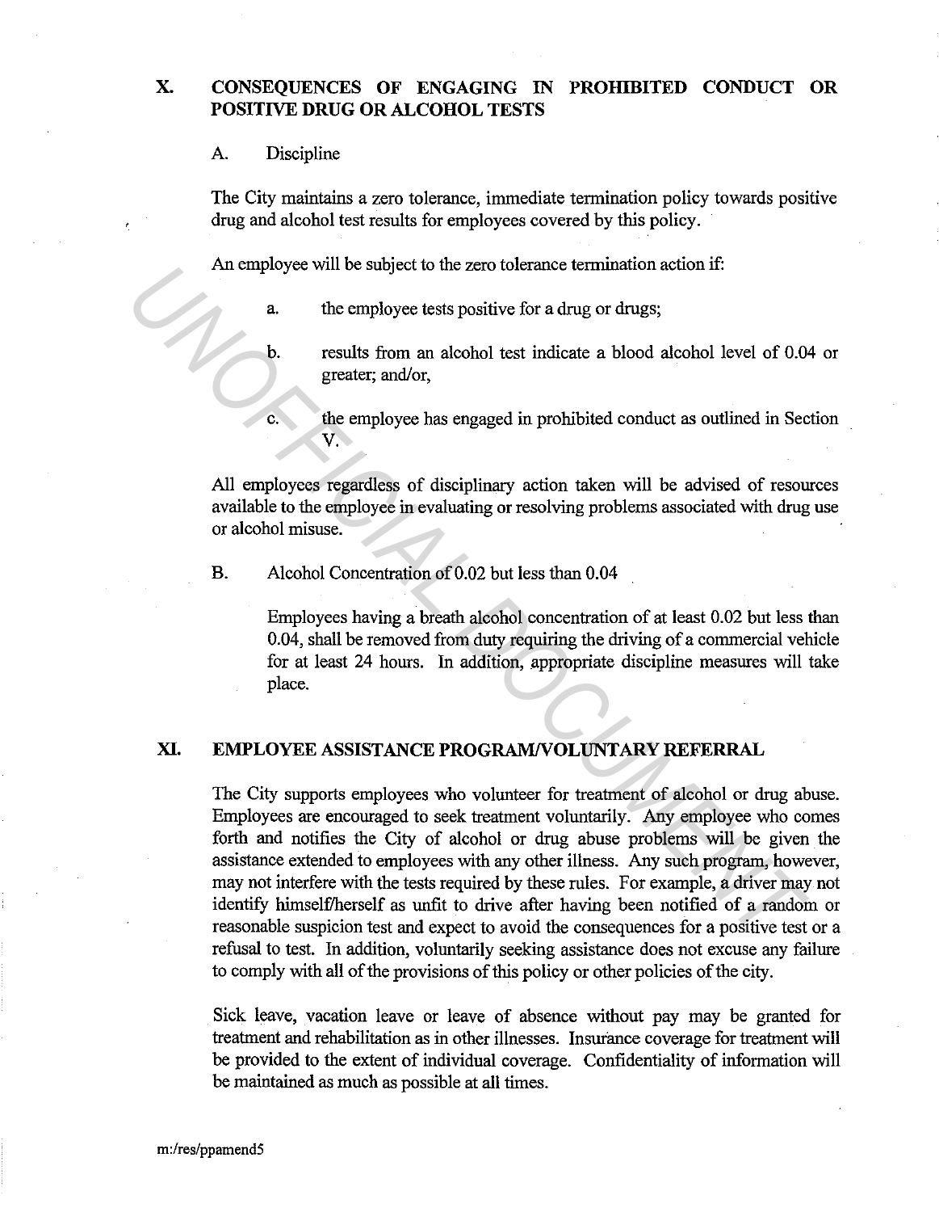## X. CONSEQUENCES OF ENGAGING IN PROHIBITED CONDUCT OR POSITIVE DRUG OR ALCOHOL TESTS

### A. Discipline

The City maintains a zero tolerance, immediate termination policy towards positive drug and alcohol test results for employees covered by this policy.

An employee will be subject to the zero tolerance termination action if:

a. the employee tests positive for a drug or drugs;

b. results from an alcohol test indicate a blood alcohol level of 0.04 or greater; and/or,

c. the employee has engaged in prohibited conduct as outlined in Section V.

All employees regardless of disciplinary action taken will be advised of resources available to the employee in evaluating or resolving problems associated with drug use or alcohol misuse.

### B. Alcohol Concentration of 0.02 but less than 0.04

Employees having a breath alcohol concentration of at least 0.02 but less than 0.04, shall be removed from duty requiring the driving of a commercial vehicle for at least 24 hours. In addition, appropriate discipline measures will take place.

## XI. EMPLOYEE ASSISTANCE PROGRAM/VOLUNTARY REFERRAL

The City supports employees who volunteer for treatment of alcohol or drug abuse. Employees are encouraged to seek treatment voluntarily. Any employee who comes forth and notifies the City of alcohol or drug abuse problems will be given the assistance extended to employees with any other illness. Any such program, however, may not interfere with the tests required by these rules. For example, a driver may not identify himself/herself as unfit to drive after having been notified of a random or reasonable suspicion test and expect to avoid the consequences for a positive test or a refusal to test. In addition, voluntarily seeking assistance does not excuse any failure to comply with all of the provisions of this policy or other policies of the city.

Sick leave, vacation leave or leave of absence without pay may be granted for treatment and rehabilitation as in other illnesses. Insurance coverage for treatment will be provided to the extent of individual coverage. Confidentiality of information will be maintained as much as possible at all times.

m:/res/ppamend5